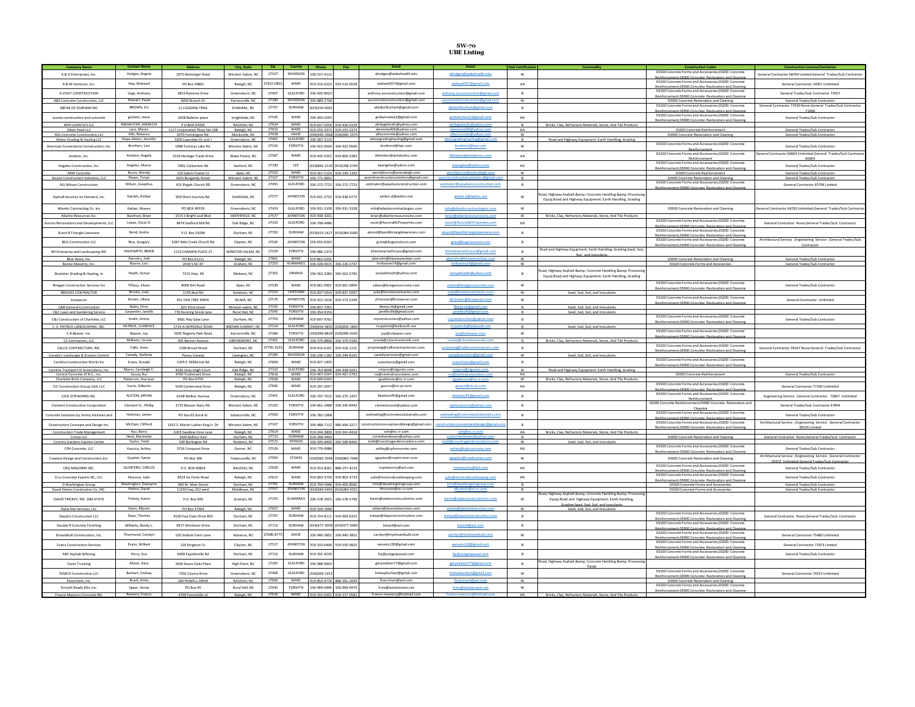# SW-70
## UBE Listing

| Company Name | Contact Name | Address | City, State | Zip | County | Phone | Fax | Email | Email | Hub Certification | Commodity | Construction Codes | Construction License/Limitation |
|---|---|---|---|---|---|---|---|---|---|---|---|---|---|
| A & D Enterprises, Inc. | Hodges, Angela | 2975 Motsinger Road | Winston-Salem, NC | 27107 | DAVIDSON | 336-537-4113 | | ahodges@wakehealth.edu | ahodges@wakehealth.edu | W | | 03100 Concrete Forms and Accessories;03200 Concrete Reinforcement;03900 Concrete Restoration and Cleaning | General Contractor 68764 Limited;General Trades/Sub Contractor |
| A & M Ventures, Inc. | Haq, Waheed | PO Box 30801 | Raleigh, NC | 27622-0801 | WAKE | 919-510-0223 | 919-510-0558 | waheed557@gmail.com | waheed557@gmail.com | AA | | 03100 Concrete Forms and Accessories;03200 Concrete Reinforcement;03900 Concrete Restoration and Cleaning | General Contractor 34951 Unlimited |
| A VOGT CONSTRUCTION | Vogt, Anthony | 3819 Raintree Drive | Greensboro, NC | 27407 | GUILFORD | 336-420-8623 | | anthony.avconstruction@gmail.com | anthony.avconstruction@gmail.com | B | | 03100 Concrete Forms and Accessories;03200 Concrete Reinforcement;03900 Concrete Restoration and Cleaning | General Trades/Sub Contractor 73557 |
| A&S Concrete Construction, LLC | Stewart, Paula | 6050 Branch Dr | Kernersville, NC | 27284 | DAVIDSON | 336-889-2738 | | asconcreteconstruction@gmail.com | asconcreteconstruction@gmail.com | W | | 03900 Concrete Restoration and Cleaning | General Trades/Sub Contractor |
| ABTAK OF DURHAM INC | BROWN, ELI | 11 LOGGING TRAIL | DURHAM,, NC | 27707 | DURHAM | (919)259-0091 | | abtakofdurham@gmail.com | abtakofdurham@gmail.com | B | | 03100 Concrete Forms and Accessories;03200 Concrete Reinforcement;03900 Concrete Restoration and Cleaning | General Contractor 72030 None;General Trades/Sub Contractor 71990 |
| acosta construction and concrete | godwin, steve | 2028 Ballston place | knightdale, NC | 27545 | WAKE | 704-493-2503 | | godwinsteve2@gmail.com | godwinsteve2@gmail.com | HA | | 03100 Concrete Forms and Accessories;03200 Concrete Reinforcement;03900 Concrete Restoration and Cleaning | General Trades/Sub Contractor |
| AFRI LOGISTICS LLC | NWAKUCHE, AMAECHI | P O BOX 97005 | RALEIGH, NC | 27624 | WAKE | 919-637-0354 | 919-926-0159 | afrilogisticsllc@yahoo.com | afrilogisticsllc@yahoo.com | B | Bricks, Clay, Refractory Materials, Stone, And Tile Products | | |
| Alexis Steel LLC | Lanz, Mauro | 1117 Corporation Pkwy Ste 108 | Raleigh, NC | 27610 | WAKE | 919-255-3373 | 919-255-3374 | alexissteel06@yahoo.com | alexissteel06@yahoo.com | HA | | 03200 Concrete Reinforcement | General Trades/Sub Contractor |
| Allis Concrete Construction,LLC | Allis, Rebecca | 2070 Farmington Rd. | Mocksville, NC | 27028 | DAVIE | (336)940-2468 | (336)940-2074 | allisconcrete@yahoo.com | allisconcrete@yahoo.com | W | | 03900 Concrete Restoration and Cleaning | General Trades/Sub Contractor |
| Alston Grading & Hauling LLC | Hope-Alston, Jennifer | 3206 Lawndale Dr unit J | Greensboro, NC | 27407 | GUILFORD | 336-587-3119 | | alstongradinghauling@gmail.com | alstongradinghauling@gmail.com | B | Road and Highway Equipment: Earth Handling, Grading | | |
| American Cornerstone Construction, Inc. | Brothers, Lisa | 1088 Tommys Lake Rd. | Winston Salem, NC | 27105 | FORSYTH | 336-922-0500 | 336-922-0500 | brothersl@twc.com | brothersl@twc.com | W | | 03100 Concrete Forms and Accessories;03200 Concrete Reinforcement | General Trades/Sub Contractor |
| Amidon, Inc. | Amidon, Angela | 3319 Heritage Trade Drive | Wake Forest, NC | 27587 | WAKE | 919-435-5355 | 919-800-3383 | AAmidon@amidoninc.com | AAmidon@amidoninc.com | AA | | 03100 Concrete Forms and Accessories;03200 Concrete Reinforcement | General Contractor 60664 Unlimited;General Trades/Sub Contractor 60664 |
| Angeles Construction, Inc. | Angeles, Marco | 3001 Carbonton Rd | Sanford, NC | 27330 | LEE | (919)842-2130 | (919)708-5749 | bangeles@yahoo.com | bangeles@yahoo.com | HA | | 03100 Concrete Forms and Accessories;03200 Concrete Reinforcement;03900 Concrete Restoration and Cleaning | General Trades/Sub Contractor |
| ARW Concrete | Burns, Wendy | 120 Salem Towne Ct | Apex, NC | 27502 | WAKE | 919-267-5124 | 919-249-1393 | wendyburns@arwraleigh.com | wendyburns@arwraleigh.com | W | | 03200 Concrete Reinforcement | General Trades/Sub Contractor |
| Ascent Construction Solutions, LLC | Hasan, Tonya | 2615 Burgandy Street | Winston-Salem, NC | 27107 | FORSYTH | 336-771-9852 | | ascentconstructionsolutions@gmail.com | ascentconstructionsolutions@gmail.com | B | | 03900 Concrete Restoration and Cleaning | General Trades/Sub Contractor |
| ASJ Wilson Construction | Wilson, Josephus | 415 Pisgah Church RD | Greensboro, NC | 27455 | GUILFORD | 336-272-7722 | 336-272-7723 | estimator@asjwilsonconstruction.com | estimator@asjwilsonconstruction.com | B | | 03100 Concrete Forms and Accessories;03200 Concrete Reinforcement;03900 Concrete Restoration and Cleaning | General Contractor 65796 Limited |
| Asphalt Services on Demand, Inc. | Daniels, Amber | 959 Short Journey Rd. | Smithfield, NC | 27577 | JOHNSTON | 919-631-3733 | 919-938-0772 | amber.d@asdinc.net | amber.d@asdinc.net | W | Road, Highway Asphalt &amp; Concrete Handling &amp; Processing Equip;Road and Highway Equipment: Earth Handling, Grading | | |
| Atlantic Contracting Co. Inc | Kattan, Niveen | PO BOX 49559 | Greensboro, NC | 27419 | GUILFORD | 336-931-3309 | 336-931-3108 | info@atlanticcontractinginc.com | info@atlanticcontractinginc.com | W | | 03900 Concrete Restoration and Cleaning | General Contractor 64230 Unlimited;General Trades/Sub Contractor |
| Atlantic Resources Inc. | Barefoot, Brian | 1515 S Bright Leaf Blvd | SMITHFIELD, NC | 27577 | JOHNSTON | 919-938-3201 | | brian@atlanticresourcesinc.com | brian@atlanticresourcesinc.com | W | Bricks, Clay, Refractory Materials, Stone, And Tile Products | | |
| Aurora Renovations and Developments, LLC | Lopez, Oscar D. | 8474 Stafford Mill Rd | Oak Ridge, NC | 27310 | GUILFORD | 336-708-4486 | | oscar@AuroraNCProperties.com | oscar@AuroraNCProperties.com | HA | | 03100 Concrete Forms and Accessories;03200 Concrete Reinforcement;03900 Concrete Restoration and Cleaning | General Contractor None;General Trades/Sub Contractor |
| B and B Triangle Lawncare | Bond, Andre | P.O. Box 25006 | Durham, NC | 27702 | DURHAM | (919)423-1417 | (919)384-9300 | abond@bandbtrianglelawncare.com | abond@bandbtrianglelawncare.com | B | | 03100 Concrete Forms and Accessories;03200 Concrete Reinforcement;03900 Concrete Restoration and Cleaning | |
| BCG Construction LLC | Rice, Gregory | 6287 little Creek Church Rd | Clayton, NC | 27520 | JOHNSTON | 256-655-6263 | | grice@bcgconstruct.com | grice@bcgconstruct.com | B | | 03100 Concrete Forms and Accessories;03200 Concrete Reinforcement;03900 Concrete Restoration and Cleaning | Architectural Service ;Engineering Service ;General Trades/Sub Contractor |
| BH Enterprise and Landscaping INC | HIGHSMITH, BRIAN | 1315 CAMDEN PLACE CT | WINSTON SALEM, NC | 27103 | FORSYTH | 336-986-1373 | | bhenterpriseforyou@gmail.com | bhenterpriseforyou@gmail.com | B | Road and Highway Equipment: Earth Handling, Grading;Seed, Sod, Soil, and Inoculants | | |
| Blue Wave, Inc. | Darrohn, Jodi | PO Box 61121 | Raleigh, NC | 27661 | WAKE | 919-862-0202 | | jdarrohn@bluewaveclean.com | jdarrohn@bluewaveclean.com | W | | 03900 Concrete Restoration and Cleaning | General Trades/Sub Contractor |
| Boone Masonry, Inc. | Boone, Lori | 2430 S NC 87 | Graham, NC | 27253 | ALAMANCE | 336-228-0615 | 336-226-3737 | loriboone14@gmail.com | loriboone14@gmail.com | W | | 03100 Concrete Forms and Accessories | General Trades/Sub Contractor |
| Bradsher Grading & Hauling, In | Heath, Sonya | 7215 Hwy. 49 | Mebane, NC | 27302 | ORANGE | 336-562-3383 | 336-562-5783 | sonyabheath@yahoo.com | sonyabheath@yahoo.com | B | Road, Highway Asphalt &amp; Concrete Handling &amp; Processing Equip;Road and Highway Equipment: Earth Handling, Grading | | |
| Briegan Construction Services Inc | Tiffany, Eileen | 8000 Dirt Road | Apex, NC | 27539 | WAKE | 919-661-0901 | 919-661-0904 | eileen@brieganconcrete.com | eileen@brieganconcrete.com | W | | 03100 Concrete Forms and Accessories;03200 Concrete Reinforcement;03900 Concrete Restoration and Cleaning | General Trades/Sub Contractor |
| BROOKS CONTRACTOR | Brooks, Judy | 1195 Beal Rd | Goldston, NC | 27252 | CHATHAM | 919-837-5914 | 919-837-5097 | judy@brookscontractor.com | judy@brookscontractor.com | W | Seed, Sod, Soil, and Inoculants | | |
| browncon | Brown, Jillane | 451 OAK TREE DRIVE | SELMA, NC | 27576 | JOHNSTON | 919-415-1616 | 919-373-5349 | jill.brown@browncon.com | jill.brown@browncon.com | W | | 03100 Concrete Forms and Accessories;03200 Concrete Reinforcement;03900 Concrete Restoration and Cleaning | General Contractor Unlimited |
| C&B General Construction | Boles, Chris | 625 Elrod street | Winston salem, NC | 27105 | FORSYTH | 336-837-7291 | | Beezy.cb@gmail.com | Beezy.cb@gmail.com | B | Seed, Sod, Soil, and Inoculants | | |
| C&C Lawn and Gardening Service | Carpenter, Janelle | 776 Running brook lane | Rural Hall, NC | 27045 | FORSYTH | 336-354-9354 | | janelleo96@gmail.com | janelleo96@gmail.com | B | Seed, Sod, Soil, and Inoculants | | |
| C&J Construction of Charlotte, LLC | Smith, Jimmy | 3601 Play Gate Lane | Durham, NC | 27703 | DURHAM | 919-697-9762 | | cnjconstruction@yahoo.com | cnjconstruction@yahoo.com | B | | 03100 Concrete Forms and Accessories;03200 Concrete Reinforcement;03900 Concrete Restoration and Cleaning | General Trades/Sub Contractor |
| C. E. PATRICK LANDSCAPING, INC. | PATRICK, CLARENCE | 1719-A HOPEDALE ROAD | BROWN SUMMIT, NC | 27214 | GUILFORD | (336)656-4850 | (336)656-1859 | incpatrick@bellsouth.net | incpatrick@bellsouth.net | B | Seed, Sod, Soil, and Inoculants | | |
| C.R.Beaver, Inc. | Beaver, Joy | 5655 Regents Park Road | Kernersville, NC | 27284 | FORSYTH | (336)996-8829 | (336)996-0145 | joy@crbeaver.com | joy@crbeaver.com | W | | 03100 Concrete Forms and Accessories;03200 Concrete Reinforcement;03900 Concrete Restoration and Cleaning | |
| C2 Contractors, LLC | Williams, Ursula | 405 Banner Avenue | GREENSBORO, NC | 27401 | GUILFORD | 336-379-8806 | 336-379-9184 | ursula@c2contractorsllc.com | ursula@c2contractorsllc.com | B | Bricks, Clay, Refractory Materials, Stone, And Tile Products | | |
| CALLIS CONTRACTORS, INC. | Callis, Jesse | 1306 Broad Street | Durham, NC | 27705-3533 | DURHAM | 919-416-6191 | 919-416-1131 | projmang@calliscontractorsinc.com | projmang@calliscontractorsinc.com | B | | 03100 Concrete Forms and Accessories;03200 Concrete Reinforcement;03900 Concrete Restoration and Cleaning | General Contractor 59167 None;General Trades/Sub Contractor |
| Canady's Landscape & Erosion Control | Canady, Stefanie | Penny Canady | Lexington, NC | 27295 | DAVIDSON | 336-236-1182 | 336-249-8165 | canadyserosion@gmail.com | canadyserosion@gmail.com | W | Seed, Sod, Soil, and Inoculants | | |
| Carolina Construction Works Inc | Evans, Ronald | 1305 E. Millbrook Rd | Raleigh, NC | 27609 | WAKE | 919-427-1403 | | ccworksinc@gmail.com | ccworksinc@gmail.com | B | | 03100 Concrete Forms and Accessories;03200 Concrete Reinforcement;03900 Concrete Restoration and Cleaning | |
| Carolina Transport of Greensboro, Inc. | Myers, Carroleigh C. | 8182 Gray Leigh Court | Oak Ridge, NC | 27310 | GUILFORD | 336-763-8608 | 336-938-0201 | cmyers@ctgsinc.com | cmyers@ctgsinc.com | AI | Road and Highway Equipment: Earth Handling, Grading | | |
| Central Concrete of N.C., Inc. | Sousa, Rui | 4700 Trademark Drive | Raleigh, NC | 27610 | WAKE | 919-467-5547 | 919-467-2702 | rui@centralconcretenc.com | rui@centralconcretenc.com | HA | | 03200 Concrete Reinforcement | General Trades/Sub Contractor |
| Charlotte Brick Company, LLC | Patterson, Ima Jean | PO Box 6759 | Raleigh, NC | 27628 | WAKE | 919-609-6243 | | ijpatterson@nc.rr.com | ijpatterson@nc.rr.com | W | Bricks, Clay, Refractory Materials, Stone, And Tile Products | | |
| CIC Construction Group USA, LLC | Sucre, Gilberto | 5540 Centerview Drive | Raleigh, NC | 27606 | WAKE | 919-297-2957 | | gsucre@cic-pr.com | gsucre@cic-pr.com | HA | | 03100 Concrete Forms and Accessories;03200 Concrete Reinforcement;03900 Concrete Restoration and Cleaning | General Contractor 77100 Unlimited |
| CIVIL SITEWORKS INC. | ALSTON, BRYAN | 6248 Walker Avenue | Greensboro, NC | 27401 | GUILFORD | 336-707-7615 | 336-375-1457 | bkalstonPE@gmail.com | bkalstonPE@gmail.com | B | | 03100 Concrete Forms and Accessories;03200 Concrete Reinforcement | Engineering Service ;General Contractor 72867 Unlimited |
| Clement Construction Corporation | Clement Sr., Phillip | 3735 Beeson Dairy Rd. | Winston Salem, NC | 27105 | FORSYTH | 336-661-2488 | 336-245-8442 | clementconst@yahoo.com | clementconst@yahoo.com | B | | 03200 Concrete Reinforcement;03900 Concrete Restoration and Cleaning | General Trades/Sub Contractor 67844 |
| Concrete Solutions by Jimmy Hickman and | Hickman, James | PO box 65 doral dr | tobaccoville, NC | 27050 | FORSYTH | 336-782-1968 | | estimating@concretesolutionsjhs.com | estimating@concretesolutionsjhs.com | B | | 03100 Concrete Forms and Accessories;03200 Concrete Reinforcement;03900 Concrete Restoration and Cleaning | General Trades/Sub Contractor |
| Construction Concepts and Design Inc. | McClain, Clifford | 1922 S. Martin Luther King Jr. Dr | Winston Salem, NC | 27107 | FORSYTH | 336-488-7112 | 980-406-3217 | constructionconceptsanddesign@gmail.com | constructionconceptsanddesign@gmail.com | B | | 03100 Concrete Forms and Accessories;03200 Concrete Reinforcement;03900 Concrete Restoration and Cleaning | Architectural Service ;Engineering Service ;General Contractor 38324 Limited |
| Construction Trade Management | Kyu, Barry | 6305 Swallow Cove Ln | Raleigh, NC | 27614 | WAKE | 919-244-3800 | 919-341-4418 | ctm@nc.rr.com | ctm@nc.rr.com | AA | Bricks, Clay, Refractory Materials, Stone, And Tile Products | | |
| Cortes LLC | Heck, Marinette | 3426 Balfour East | Durham, NC | 27713 | DURHAM | 919-248-4444 | | corteshandsown@yahoo.com | corteshandsown@yahoo.com | HA | | 03900 Concrete Restoration and Cleaning | General Contractor None;General Trades/Sub Contractor |
| Country Gardens Garden Center | Taylor, Todd | 590 Burlington Rd | Roxboro, NC | 27573 | PERSON | 336-599-8400 | 336-599-8400 | todd@countrygardensroxboro.com | todd@countrygardensroxboro.com | W | Seed, Sod, Soil, and Inoculants | | |
| CPH Concrete, LLC | Koscica, Ashley | 3716 Conquest Drive | Garner, NC | 27529 | WAKE | 919-779-9988 | | ashley@cphconcrete.com | ashley@cphconcrete.com | HA | | 03100 Concrete Forms and Accessories;03200 Concrete Reinforcement;03900 Concrete Restoration and Cleaning | General Trades/Sub Contractor |
| Creative Design and Construction,Inc. | Gupton, Samie | PO Box 306 | Tobaccoville, NC | 27050 | STOKES | (336)983-7048 | (336)983-7048 | sgupton@roadrunner.com | sgupton@roadrunner.com | W | | 03900 Concrete Restoration and Cleaning | Architectural Service ;Engineering Service ;General Contractor 29372 Unlimited;General Trades/Sub Contractor |
| CRQ MASONRY INC. | QUINTERO, CARLOS | P.O. BOX 40814 | RALEIGH, NC | 27629 | WAKE | 919-553-8261 | 888-257-4233 | crqmasonry@aol.com | crqmasonry@aol.com | HA | | 03100 Concrete Forms and Accessories;03200 Concrete Reinforcement;03900 Concrete Restoration and Cleaning | General Trades/Sub Contractor |
| Cruz Concrete Experts NC, LLC. | Moreno, Julie | 8524 Six Forks Road | Raleigh, NC | 27615 | WAKE | 919-803-3730 | 919-803-3733 | julie@morenobookkeeping.com | julie@morenobookkeeping.com | HA | | 03100 Concrete Forms and Accessories;03200 Concrete Reinforcement;03900 Concrete Restoration and Cleaning | General Trades/Sub Contractor |
| D Washington Group | Washington, Dewayne | 400 W. Main Street | Durham, NC | 27701 | DURHAM | 919-794-5948 | 919-460-8500 | info@dwashingtongroup.com | info@dwashingtongroup.com | B | | 03100 Concrete Forms and Accessories | General Trades/Sub Contractor |
| David Hinton Construction Co. INC. | Hinton, David | 11033 hwy 222 west | Middlesex, NC | 27557 | JOHNSTON | (919)284-5493 | (919)284-9152 | dhconstr@nc.rr.com | dhconstr@nc.rr.com | B | | 03100 Concrete Forms and Accessories | General Trades/Sub Contractor |
| DAVID TRICKEY, INC. DBA STATE | Trickey, Karen | P.O. Box 999 | Graham, NC | 27253 | ALAMANCE | 336-578-1923 | 336-578-5799 | karen@stateconstructioninc.com | karen@stateconstructioninc.com | W | Road, Highway Asphalt &amp; Concrete Handling &amp; Processing Equip;Road and Highway Equipment: Earth Handling, Grading;Seed, Sod, Soil, and Inoculants | | |
| Davis Site Services, LLC | Davis, Allyson | PO Box 37364 | Raleigh, NC | 27627 | WAKE | 919-520-1696 | | adavis@davissiteservices.com | adavis@davissiteservices.com | W | Seed, Sod, Soil, and Inoculants | | |
| DayeCo Construction LLC | Daye, Thomas | 4100 Five Oaks Drive #20 | Durham, NC | 27707 | DURHAM | 919-724-8111 | 919-493-6325 | trdaye@dayecoconstruction.com | trdaye@dayecoconstruction.com | B | | 03100 Concrete Forms and Accessories;03200 Concrete Reinforcement;03900 Concrete Restoration and Cleaning | General Contractor None;General Trades/Sub Contractor |
| Double R Concrete Finishing | Williams, Randy L. | 6017 Windover Drive | Durham, NC | 27712 | DURHAM | (919)477-3009 | (919)477-3009 | btear4@aol.com | btear4@aol.com | B | | 03100 Concrete Forms and Accessories;03200 Concrete Reinforcement;03900 Concrete Restoration and Cleaning | |
| DreamBuilt Construction, Inc. | Thurmond, Carolyn | 105 Seldom Farm Lane | Advance, NC | 27006-8775 | DAVIE | 336-940-3852 | 336-940-3852 | carolyn@mydreambuilt.com | carolyn@mydreambuilt.com | W | | 03100 Concrete Forms and Accessories;03200 Concrete Reinforcement;03900 Concrete Restoration and Cleaning | General Contractor 75480 Unlimited |
| Evans Construction Services | Evans, William | 120 Kingston Ct. | Clayton, NC | 27527 | JOHNSTON | 919-333-6494 | 919-550-9810 | wevans120@gmail.com | wevans120@gmail.com | B | | 03100 Concrete Forms and Accessories;03200 Concrete Reinforcement;03900 Concrete Restoration and Cleaning | General Contractor 71973 Limited |
| F&F Asphalt &Paving | Perry, Eva | 6409 Fayetteville Rd | Durham, NC | 27713 | DURHAM | 919-291-4234 | | Ep@justgotpaved.com | Ep@justgotpaved.com | B | | 03100 Concrete Forms and Accessories;03200 Concrete Reinforcement;03900 Concrete Restoration and Cleaning | General Trades/Sub Contractor |
| Favor Trucking | Alston, Gary | 1606 Seven Oaks Place | High Point, NC | 27265 | GUILFORD | 336-988-9903 | | garyealston77@gmail.com | garyealston77@gmail.com | B | Road, Highway Asphalt &amp; Concrete Handling &amp; Processing Equip | | |
| FEMCO Construction LLC | Burkart, Lindsay | 7302 Cessna Drive | Greensboro, NC | 27409 | GUILFORD | (336)669-1352 | | lindsayburkart@gmail.com | lindsayburkart@gmail.com | W | | 03100 Concrete Forms and Accessories;03200 Concrete Reinforcement;03900 Concrete Restoration and Cleaning | General Contractor 70215 Unlimited |
| Floorchem, Inc. | Brack, Anita | 200 POWELL DRIVE | RALEIGH, NC | 27606 | WAKE | 919-854-9776 | 888-391-2694 | floorchem@aol.com | floorchem@aol.com | W | | 03900 Concrete Restoration and Cleaning | General Trades/Sub Contractor |
| Forsyth Ready Mix, Inc. | Speer, Annie | PO Box 95 | Rural Hall, NC | 27045 | FORSYTH | 336-969-0446 | 336-969-0476 | frms@windstream.net | frms@windstream.net | W | | 03100 Concrete Forms and Accessories;03200 Concrete Reinforcement;03900 Concrete Restoration and Cleaning | |
| Franco Masonry Concrete INC | Romero, Franco | 4700 Forestville rd | Raleigh, NC | 27616 | WAKE | 919-255-0311 | 919-217-0581 | Franco-masonry@hotmail.com | Franco-masonry@hotmail.com | HA | Bricks, Clay, Refractory Materials, Stone, And Tile Products | | |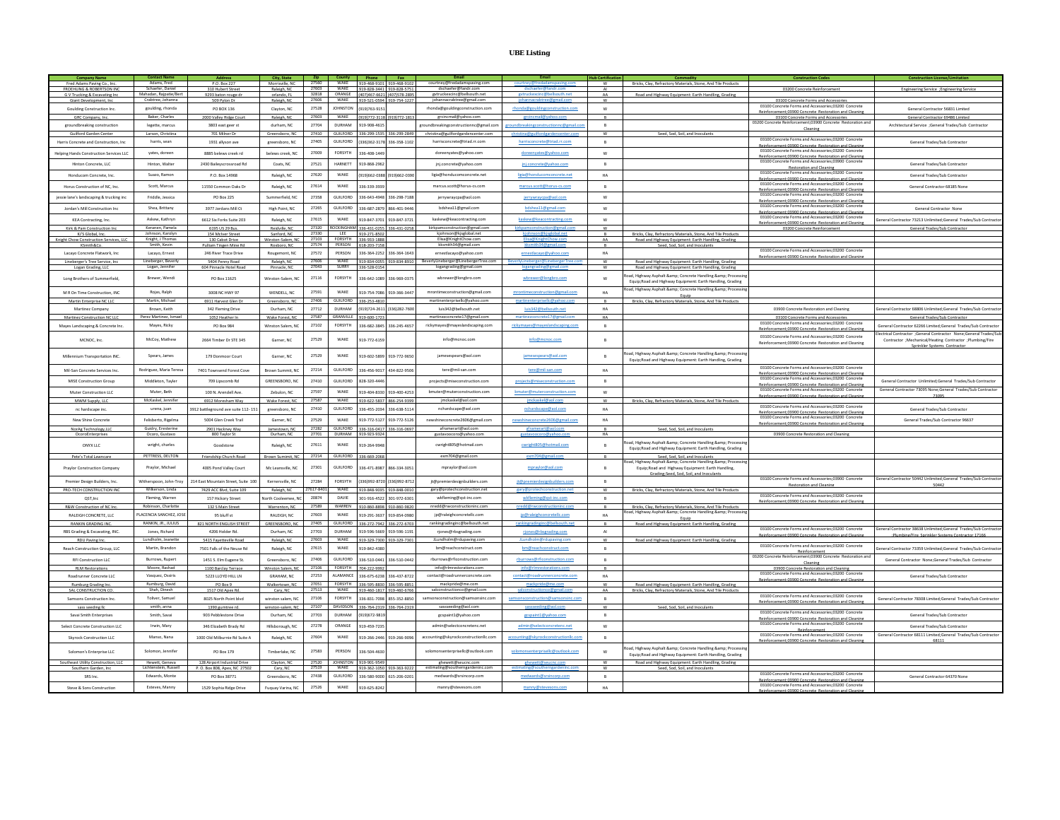# UBE Listing

| Company Name | Contact Name | Address | City, State | Zip | County | Phone | Fax | Email | Email | Hub Certification | Commodity | Construction Codes | Construction License/Limitation |
|---|---|---|---|---|---|---|---|---|---|---|---|---|---|
| Fred Adams Paving Co., Inc. | Adams, Fred | P.O. Box 227 | Morrisville, NC | 27560 | WAKE | 919-468-9101 | 919-468-9102 | courtney@fredadamspaving.com | courtney@fredadamspaving.com | W | Bricks, Clay, Refractory Materials, Stone, And Tile Products | | |
| FROEHLING & ROBERTSON INC | Schaefer, Daniel | 310 Hubert Street | Raleigh, NC | 27603 | WAKE | 919-828-3441 | 919-828-5751 | dschaefer@fandr.com | dschaefer@fandr.com | AI | | 03200 Concrete Reinforcement | Engineering Service ;Engineering Service |
| G V Trucking & Excavating Inc | Mahadan, Rajpate/Bert | 9293 baton rouge dr | orlando, FL | 32818 | ORANGE | (407)467-6621 | (407)578-2895 | gvtruckexcinc@bellsouth.net | gvtruckexcinc@bellsouth.net | AA | Road and Highway Equipment: Earth Handling, Grading | | |
| Giant Development, Inc | Crabtree, Johanna | 509 Pylon Dr | Raleigh, NC | 27606 | WAKE | 919-521-0594 | 919-754-1227 | johannacrabtree@gmail.com | johannacrabtree@gmail.com | W | | 03100 Concrete Forms and Accessories | |
| Goulding Construction Inc. | goulding, rhonda | PO BOX 136 | Clayton, NC | 27528 | JOHNSTON | (919)763-9151 | | rhonda@gouldingconstruction.com | rhonda@gouldingconstruction.com | W | | 03100 Concrete Forms and Accessories;03200 Concrete Reinforcement;03900 Concrete Restoration and Cleaning | General Contractor 56831 Limited |
| GRC Company, Inc. | Baker, Charles | 2000 Valley Ridge Court | Raleigh, NC | 27603 | WAKE | (919)772-3118 | (919)772-1813 | grcincmail@yahoo.com | grcincmail@yahoo.com | B | | 03100 Concrete Forms and Accessories | General Contractor 69486 Limited |
| groundbreaking construction | legette, marcus | 3803 east geer st | durham, NC | 27704 | DURHAM | 919-908-4615 | | groundbreakingconstructionnc@gmail.com | groundbreakingconstructionnc@gmail.com | B | | 03200 Concrete Reinforcement;03900 Concrete Restoration and Cleaning | Architectural Service ;General Trades/Sub Contractor |
| Guilford Garden Center | Larson, Christina | 701 Milner Dr | Greensboro, NC | 27410 | GUILFORD | 336-299-1535 | 336-299-2849 | christina@guilfordgardencenter.com | christina@guilfordgardencenter.com | W | Seed, Sod, Soil, and Inoculants | | |
| Harris Concrete and Construction, Inc | harris, sean | 1931 allyson ave | greensboro, NC | 27405 | GUILFORD | (336)362-3178 | 336-358-1102 | harrisconcrete@triad.rr.com | harrisconcrete@triad.rr.com | B | | 03100 Concrete Forms and Accessories;03200 Concrete Reinforcement;03900 Concrete Restoration and Cleaning | General Trades/Sub Contractor |
| Helping Hands Construction Services LLC | yates, doreen | 8885 belews creek rd | belews creek, NC | 27009 | FORSYTH | 336-408-1449 | | doreenyates@yahoo.com | doreenyates@yahoo.com | W | | 03100 Concrete Forms and Accessories;03200 Concrete Reinforcement;03900 Concrete Restoration and Cleaning | |
| Hinton Concrete, LLC | Hinton, Walter | 2430 Baileyscrossroad Rd | Coats, NC | 27521 | HARNETT | 919-868-2962 | | jnj.concrete@yahoo.com | jnj.concrete@yahoo.com | B | | 03100 Concrete Forms and Accessories;03900 Concrete Restoration and Cleaning | General Trades/Sub Contractor |
| Honducom Concrete, Inc. | Suazo, Ramon | P.O. Box 14968 | Raleigh, NC | 27620 | WAKE | (919)662-0888 | (919)662-0990 | ligia@honducomconcrete.net | ligia@honducomconcrete.net | HA | | 03100 Concrete Forms and Accessories;03200 Concrete Reinforcement;03900 Concrete Restoration and Cleaning | General Trades/Sub Contractor |
| Horus Construction of NC, Inc. | Scott, Marcus | 11550 Common Oaks Dr | Raleigh, NC | 27614 | WAKE | 336-339-3939 | | marcus.scott@horus-cs.com | marcus.scott@horus-cs.com | B | | 03100 Concrete Forms and Accessories;03200 Concrete Reinforcement;03900 Concrete Restoration and Cleaning | General Contractor 68185 None |
| jessie lane's landscaping & trucking inc | Friddle, Jessica | PO Box 225 | Summerfield, NC | 27358 | GUILFORD | 336-643-4948 | 336-298-7188 | jerrywraycpa@aol.com | jerrywraycpa@aol.com | W | | 03100 Concrete Forms and Accessories;03200 Concrete Reinforcement;03900 Concrete Restoration and Cleaning | |
| Jordan's Mill Construction Inc | Shea, Brittany | 3977 Jordans Mill Ct | High Point, NC | 27265 | GUILFORD | 336-687-2879 | 866-401-9446 | bdshea11@gmail.com | bdshea11@gmail.com | W | | 03100 Concrete Forms and Accessories;03200 Concrete Reinforcement;03900 Concrete Restoration and Cleaning | General Contractor None |
| KEA Contracting, Inc. | Askew, Kathryn | 6612 Six Forks Suite 203 | Raleigh, NC | 27615 | WAKE | 919-847-3701 | 919-847-3721 | kaskew@keacontracting.com | kaskew@keacontracting.com | W | | 03100 Concrete Forms and Accessories;03200 Concrete Reinforcement;03900 Concrete Restoration and Cleaning | General Contractor 73213 Unlimited;General Trades/Sub Contractor |
| Kirk & Pam Construction Inc | Keranen, Pamela | 6195 US 29 Bus. | Reidsville, NC | 27320 | ROCKINGHAM | 336-431-0255 | 336-431-0258 | kirkpamconstruction@gmail.com | kirkpamconstruction@gmail.com | W | | 03200 Concrete Reinforcement | General Trades/Sub Contractor |
| KJ'S Global, Inc. | Johnson, Karolyn | 154 McIver Street | Sanford, NC | 27330 | LEE | 919-271-8502 | | kjohnson@kjsglobal.net | kjohnson@kjsglobal.net | B | Bricks, Clay, Refractory Materials, Stone, And Tile Products | | |
| Knight Chow Construction Services, LLC | Knight, J Thomas | 130 Cabot Drive | Winston-Salem, NC | 27103 | FORSYTH | 336-933-1888 | | Elisa@KnightChow.com | Elisa@KnightChow.com | AA | Road and Highway Equipment: Earth Handling, Grading | | |
| KSmith&Co. | Smith, Kevin | Pulliam Tingen Mine Rd | Roxboro, NC | 27574 | PERSON | 618-203-7358 | | kksmith34@gmail.com | kksmith34@gmail.com | B | Seed, Sod, Soil, and Inoculants | | |
| Lacayo Concrete Flatwork, Inc | Lacayo, Ernest | 246 River Trace Drive | Rougemont, NC | 27572 | PERSON | 336-364-2252 | 336-364-1643 | ernestlacayo@yahoo.com | ernestlacayo@yahoo.com | HA | | 03100 Concrete Forms and Accessories;03200 Concrete Reinforcement;03900 Concrete Restoration and Cleaning | |
| Lineberger's Tree Service, Inc | Lineberger, Beverly | 5404 Penny Road | Raleigh, NC | 27606 | WAKE | 919-834-0055 | 919-834-8910 | BeverlyLineberger@LinebergerTree.com | BeverlyLineberger@LinebergerTree.com | W | Road and Highway Equipment: Earth Handling, Grading | | |
| Logan Grading, LLC | Logan, Jennifer | 604 Pinnacle Hotel Road | Pinnacle, NC | 27043 | SURRY | 336-528-0154 | | logangrading@gmail.com | logangrading@gmail.com | W | Road and Highway Equipment: Earth Handling, Grading | | |
| Long Brothers of Summerfield, | Brewer, Wendi | PO Box 11625 | Winston-Salem, NC | 27116 | FORSYTH | 336-642-1089 | 336-969-0375 | wbrewer@longbro.com | wbrewer@longbro.com | W | Road, Highway Asphalt &amp; Concrete Handling &amp; Processing Equip;Road and Highway Equipment: Earth Handling, Grading | | |
| M R On Time Construction, INC | Rojas, Ralph | 3008 NC HWY 97 | WENDELL, NC | 27591 | WAKE | 919-754-7086 | 919-366-3447 | mrontimeconstruction@gmail.com | mrontimeconstruction@gmail.com | HA | Road, Highway Asphalt &amp; Concrete Handling &amp; Processing Equip | | |
| Martin Enterprise NC LLC | Martin, Michael | 6011 Harvest Glen Dr | Greensboro, NC | 27406 | GUILFORD | 336-253-4810 | | martinenterprisellc@yahoo.com | martinenterprisellc@yahoo.com | B | Bricks, Clay, Refractory Materials, Stone, And Tile Products | | |
| Martinez Company | Brown, Keith | 342 Fleming Drive | Durham, NC | 27712 | DURHAM | (919)724-2611 | (336)282-7600 | luis342@bellsouth.net | luis342@bellsouth.net | HA | | 03900 Concrete Restoration and Cleaning | General Contractor 68806 Unlimited;General Trades/Sub Contractor |
| Martinez Construction NC LLC | Perez Martinez, Ismael | 1052 Heather ln | Wake Forest, NC | 27587 | WAKE | 919-600-1723 | | martineconcrete17@gmail.com | martineconcrete17@gmail.com | HA | | 03100 Concrete Forms and Accessories | General Trades/Sub Contractor |
| Mayes Landscaping & Concrete Inc. | Mayes, Ricky | PO Box 984 | Winston Salem, NC | 27102 | FORSYTH | 336-682-3845 | 336-245-4657 | rickymayes@mayeslandscaping.com | rickymayes@mayeslandscaping.com | B | | 03100 Concrete Forms and Accessories;03200 Concrete Reinforcement;03900 Concrete Restoration and Cleaning | General Contractor 62266 Limited;General Trades/Sub Contractor |
| MCNOC, Inc. | McCoy, Mathew | 2664 Timber Dr STE 345 | Garner, NC | 27529 | WAKE | 919-772-6159 | | info@mcnoc.com | info@mcnoc.com | B | | 03100 Concrete Forms and Accessories;03200 Concrete Reinforcement;03900 Concrete Restoration and Cleaning | Electrical Contractor ;General Contractor None;General Trades/Sub Contractor ;Mechanical/Heating Contractor ;Plumbing/Fire Sprinkler Systems Contractor |
| Millennium Transportation INC. | Spears, James | 179 Donmoor Court | Garner, NC | 27529 | WAKE | 919-602-5899 | 919-772-9650 | jamesespears@aol.com | jamesespears@aol.com | B | Road, Highway Asphalt &amp; Concrete Handling &amp; Processing Equip;Road and Highway Equipment: Earth Handling, Grading | | |
| Mil-San Concrete Services Inc. | Rodriguez, Maria Teresa | 7401 Townsend Forest Cove | Brown Summit, NC | 27214 | GUILFORD | 336-456-9017 | 434-822-9506 | tere@mil-san.com | tere@mil-san.com | HA | | 03100 Concrete Forms and Accessories;03200 Concrete Reinforcement;03900 Concrete Restoration and Cleaning | |
| MISE Construction Group | Middleton, Tayler | 709 Lipscomb Rd | GREENSBORO, NC | 27410 | GUILFORD | 828-320-4446 | | projects@miseconstruction.com | projects@miseconstruction.com | B | | 03100 Concrete Forms and Accessories;03200 Concrete Reinforcement;03900 Concrete Restoration and Cleaning | General Contractor Unlimited;General Trades/Sub Contractor |
| Muter Construction LLC | Muter, Beth | 100 N. Arendell Ave. | Zebulon, NC | 27597 | WAKE | 919-404-8330 | 919-400-4253 | bmuter@muterconstruction.com | bmuter@muterconstruction.com | W | | 03100 Concrete Forms and Accessories;03200 Concrete Reinforcement;03900 Concrete Restoration and Cleaning | General Contractor 73095 None;General Trades/Sub Contractor 73095 |
| MWM Supply, LLC | McKaskel, Jennifer | 6912 Moresham Way | Wake Forest, NC | 27587 | WAKE | 919-622-5837 | 866-254-9399 | jmckaskel@aol.com | jmckaskel@aol.com | W | Bricks, Clay, Refractory Materials, Stone, And Tile Products | | |
| nc hardscape inc. | urena, juan | 3912 battleground ave suite 112-151 | greensboro, NC | 27410 | GUILFORD | 336-455-2034 | 336-638-5114 | nchardscape@aol.com | nchardscape@aol.com | HA | | 03100 Concrete Forms and Accessories;03200 Concrete Reinforcement;03900 Concrete Restoration and Cleaning | General Trades/Sub Contractor |
| New Shine Concrete | Felisberto, Rigelma | 5004 Glen Creek Trail | Garner, NC | 27529 | WAKE | 919-772-5127 | 919-772-5126 | newshineconcrete2606@gmail.com | newshineconcrete2606@gmail.com | HA | | 03100 Concrete Forms and Accessories;03200 Concrete Reinforcement;03900 Concrete Restoration and Cleaning | General Trades/Sub Contractor 96637 |
| NonAg Technology,LLC | Guidry, Ernesterine | 2901 Hackney Way | Jamestown, NC | 27282 | GUILFORD | 336-316-0417 | 336-316-0697 | aframerart@aol.com | aframerart@aol.com | B | Seed, Sod, Soil, and Inoculants | | |
| OcoroEnterprises | Ocoro, Gustavo | 800 Taylor St | Durham, NC | 27701 | DURHAM | 919-923-9324 | | gustavoocoro@yahoo.com | gustavoocoro@yahoo.com | HA | | 03900 Concrete Restoration and Cleaning | |
| ONYX LLC | wright, charles | Goodstone | Raleigh, NC | 27611 | WAKE | 919-264-9948 | | cwright805@hotmail.com | cwright805@hotmail.com | B | Road, Highway Asphalt &amp; Concrete Handling &amp; Processing Equip;Road and Highway Equipment: Earth Handling, Grading | | |
| Pete's Total Lawncare | PETTRESS, DELTON | Friendship Church Road | Brown Summit, NC | 27214 | GUILFORD | 336-669-2068 | | exm704@gmail.com | exm704@gmail.com | B | Seed, Sod, Soil, and Inoculants | | |
| Praylor Construction Company | Praylor, Michael | 4005 Pond Valley Court | Mc Leansville, NC | 27301 | GUILFORD | 336-471-8987 | 866-334-3051 | mpraylor@aol.com | mpraylor@aol.com | B | Road, Highway Asphalt &amp; Concrete Handling &amp; Processing Equip;Road and Highway Equipment: Earth Handling, Grading;Seed, Sod, Soil, and Inoculants | | |
| Premier Design Builders, Inc. | Witherspoon, John-Troy | 214 East Mountain Street, Suite 100 | Kernersville, NC | 27284 | FORSYTH | (336)992-8720 | (336)992-8712 | jt@premierdesignbuilders.com | jt@premierdesignbuilders.com | B | | 03100 Concrete Forms and Accessories;03900 Concrete Restoration and Cleaning | General Contractor 50442 Unlimited;General Trades/Sub Contractor 50442 |
| PRO-TECH CONSTRUCTION INC | Wilkerson, Linda | 7429 ACC Blvd, Suite 109 | Raleigh, NC | 27617-8401 | WAKE | 919-848-9035 | 919-848-0010 | gary@protechconstruction.net | gary@protechconstruction.net | W | Bricks, Clay, Refractory Materials, Stone, And Tile Products | | |
| QST,Inc | Fleming, Warren | 157 Hickory Street | North Cooleemee, NC | 20874 | DAVIE | 301-916-4522 | 301-972-6301 | wkfleming@qst-inc.com | wkfleming@qst-inc.com | B | | 03100 Concrete Forms and Accessories;03200 Concrete Reinforcement;03900 Concrete Restoration and Cleaning | |
| R&W Construction of NC Inc. | Robinson, Charlotte | 132 S Main Street | Warrenton, NC | 27589 | WARREN | 910-860-8898 | 910-860-9820 | nredd@rwconstructioninc.com | nredd@rwconstructioninc.com | B | Bricks, Clay, Refractory Materials, Stone, And Tile Products | | |
| RALEIGH CONCRETE, LLC | PLACENCIA SANCHEZ, JOSE | 95 bluff st | RALEIGH, NC | 27603 | WAKE | 919-291-3637 | 919-854-0980 | jp@raleighconcretellc.com | jp@raleighconcretellc.com | HA | Road, Highway Asphalt &amp; Concrete Handling &amp; Processing Equip | | |
| RANKIN GRADING INC | RANKIN, JR., JULIUS | 821 NORTH ENGLISH STREET | GREENSBORO, NC | 27405 | GUILFORD | 336-272-7942 | 336-272-6703 | rankingradinginc@bellsouth.net | rankingradinginc@bellsouth.net | B | Road and Highway Equipment: Earth Handling, Grading | | |
| RBS Grading & Excavating, INC. | Jones, Richard | 4206 Holder Rd. | Durham, NC | 27703 | DURHAM | 919-596-5869 | 919-596-1191 | rjones@rbsgrading.com | rjones@rbsgrading.com | AI | | 03100 Concrete Forms and Accessories;03200 Concrete Reinforcement;03900 Concrete Restoration and Cleaning | General Contractor 38638 Unlimited;General Trades/Sub Contractor ;Plumbing/Fire Sprinkler Systems Contractor 17166 |
| RDU Paving Inc. | Lundholm, Jeanette | 5415 Fayetteville Road | Raleigh, NC | 27603 | WAKE | 919-329-7300 | 919-329-7301 | JLundholm@rdupaving.com | JLundholm@rdupaving.com | W | Road and Highway Equipment: Earth Handling, Grading | | |
| Reach Construction Group, LLC | Martin, Brandon | 7501 Falls of the Neuse Rd | Raleigh, NC | 27615 | WAKE | 919-842-4380 | | bm@reachconstruct.com | bm@reachconstruct.com | B | | 03100 Concrete Forms and Accessories;03200 Concrete Reinforcement | General Contractor 73359 Unlimited;General Trades/Sub Contractor |
| RFI Construction LLC | Burrows, Rupert | 1451 S. Elm Eugene St. | Greensboro, NC | 27406 | GUILFORD | 336-510-0441 | 336-510-0442 | rburrows@rficonstruction.com | rburrows@rficonstruction.com | B | | 03200 Concrete Reinforcement;03900 Concrete Restoration and Cleaning | General Contractor None;General Trades/Sub Contractor |
| RLM Restorations | Moore, Rashad | 1100 Barclay Terrace | Winston Salem, NC | 27106 | FORSYTH | 704-222-9992 | | info@rlmrestorations.com | info@rlmrestorations.com | B | | 03900 Concrete Restoration and Cleaning | |
| Roadrunner Concrete LLC | Vasquez, Osiris | 5223 LLOYD HILL LN | GRAHAM, NC | 27253 | ALAMANCE | 336-675-6238 | 336-437-8722 | contact@roadrunnerconcrete.com | contact@roadrunnerconcrete.com | HA | | 03100 Concrete Forms and Accessories;03200 Concrete Reinforcement;03900 Concrete Restoration and Cleaning | General Trades/Sub Contractor |
| Rumburg Grading Inc. | Rumburg, David | PO Box 9 | Walkertown, NC | 27051 | FORSYTH | 336-595-8830 | 336-595-8851 | mackpride@me.com | mackpride@me.com | W | Road and Highway Equipment: Earth Handling, Grading | | |
| SAL CONSTRUCTION CO. | Shah, Dinesh | 1517 Old Apex Rd. | Cary, NC | 27513 | WAKE | 919-460-1817 | 919-460-6766 | salconstructionco@gmail.com | salconstructionco@gmail.com | AA | Bricks, Clay, Refractory Materials, Stone, And Tile Products | | |
| Samsons Construction Inc. | Toliver, Samuel | 8025 North Point blvd | winston salem, NC | 27106 | FORSYTH | 336-831-7098 | 855-352-8850 | samsonsconstruction@samsonsinc.com | samsonsconstruction@samsonsinc.com | B | | 03100 Concrete Forms and Accessories;03200 Concrete Reinforcement;03900 Concrete Restoration and Cleaning | General Contractor 78308 Limited;General Trades/Sub Contractor |
| sass seeding llc | smith, anne | 1390 gumtree rd. | winston-salem, NC | 27107 | DAVIDSON | 336-764-2319 | 336-764-2319 | sassseeding@aol.com | sassseeding@aol.com | W | Seed, Sod, Soil, and Inoculants | | |
| Savai Smith Enterprises | Smith, Savai | 903 Pebblestone Drive | Durham, NC | 27703 | DURHAM | (919)672-9819 | | gcspaint1@yahoo.com | gcspaint1@yahoo.com | B | | 03100 Concrete Forms and Accessories;03200 Concrete Reinforcement;03900 Concrete Restoration and Cleaning | General Trades/Sub Contractor |
| Select Concrete Construction LLC | Irwin, Mary | 346 Elizabeth Brady Rd | Hillsborough, NC | 27278 | ORANGE | 919-459-7235 | | admin@selectconcretenc.net | admin@selectconcretenc.net | W | | 03100 Concrete Forms and Accessories;03200 Concrete Reinforcement | General Trades/Sub Contractor |
| Skyrock Construction LLC | Manso, Nana | 1000 Old Milburnie Rd Suite A | Raleigh, NC | 27604 | WAKE | 919-266-2446 | 919-266-9096 | accounting@skyrockconstructionllc.com | accounting@skyrockconstructionllc.com | B | | 03100 Concrete Forms and Accessories;03200 Concrete Reinforcement;03900 Concrete Restoration and Cleaning | General Contractor 68111 Limited;General Trades/Sub Contractor 68111 |
| Solomon's Enterprise LLC | Solomon, Jennifer | PO Box 179 | Timberlake, NC | 27583 | PERSON | 336-504-4630 | | solomonsenterprisellc@outlook.com | solomonsenterprisellc@outlook.com | W | Road, Highway Asphalt &amp; Concrete Handling &amp; Processing Equip;Road and Highway Equipment: Earth Handling, Grading | | |
| Southeast Utility Construction, LLC | Hewett, Geneva | 128 Airport Industrial Drive | Clayton, NC | 27520 | JOHNSTON | 919-901-9549 | | ghewett@seucnc.com | ghewett@seucnc.com | W | Road and Highway Equipment: Earth Handling, Grading | | |
| Southern Garden, Inc | Lichtenstein, Russell | P. O. Box 808, Apex, NC 27502 | Cary, NC | 27519 | WAKE | 919-362-1050 | 919-363-9222 | estimating@southerngardeninc.com | estimating@southerngardeninc.com | W | Seed, Sod, Soil, and Inoculants | | |
| SRS Inc. | Edwards, Monte | PO Box 38771 | Greensboro, NC | 27438 | GUILFORD | 336-580-9000 | 615-206-0201 | medwards@srsincorp.com | medwards@srsincorp.com | B | | 03100 Concrete Forms and Accessories;03200 Concrete Reinforcement;03900 Concrete Restoration and Cleaning | General Contractor 64370 None |
| Steve & Sons Construction | Esteves, Manny | 1529 Sophia Ridge Drive | Fuquay Varina, NC | 27526 | WAKE | 919-625-8242 | | manny@stevesons.com | manny@stevesons.com | HA | | 03100 Concrete Forms and Accessories;03200 Concrete Reinforcement;03900 Concrete Restoration and Cleaning | |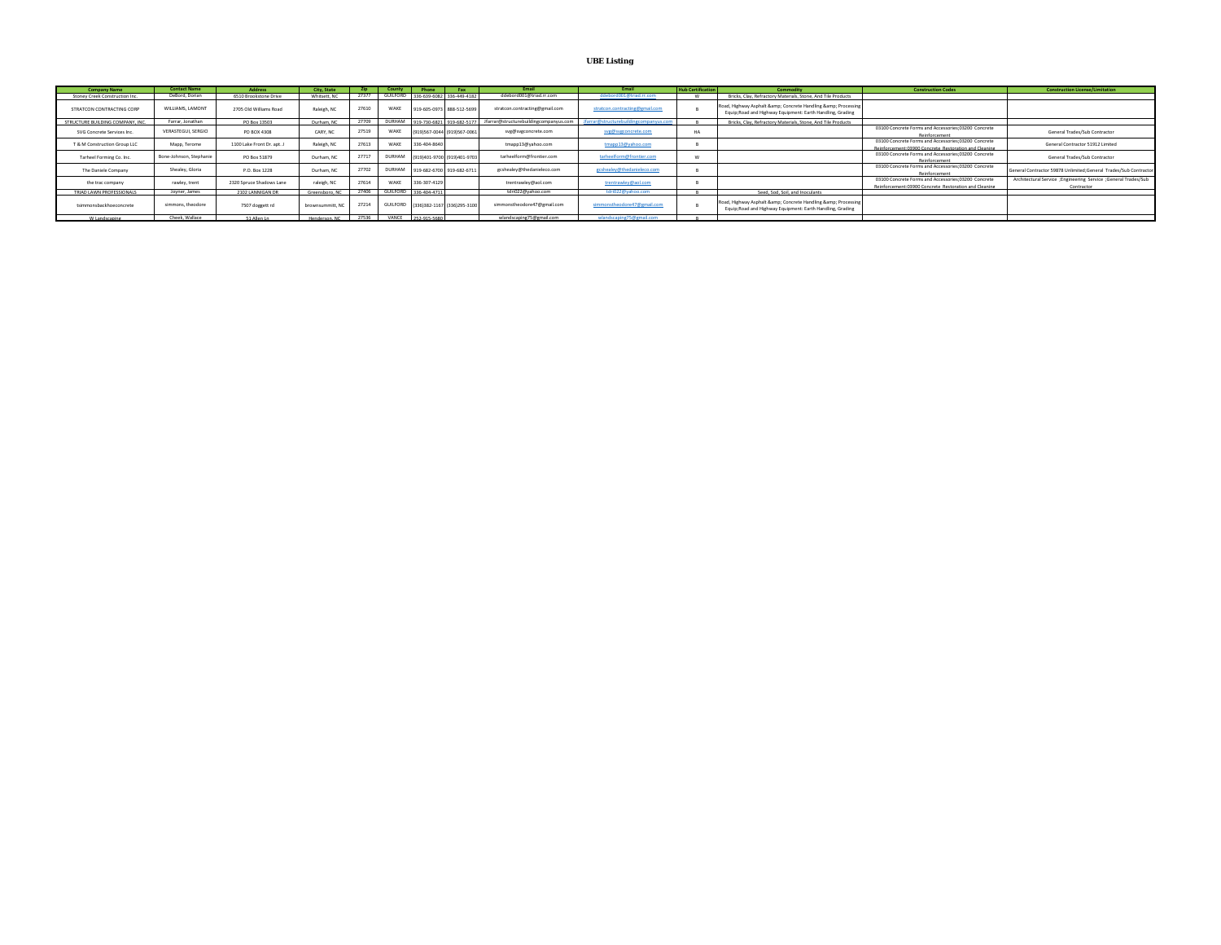# UBE Listing

| Company Name | Contact Name | Address | City, State | Zip | County | Phone | Fax | Email | Email | Hub Certification | Commodity | Construction Codes | Construction License/Limitation |
|---|---|---|---|---|---|---|---|---|---|---|---|---|---|
| Stoney Creek Construction Inc. | DeBord, Dorian | 6510 Brookstone Drive | Whitsett, NC | 27377 | GUILFORD | 336-639-6082 | 336-449-4182 | ddebord001@triad.rr.com | ddebord001@triad.rr.com | W | Bricks, Clay, Refractory Materials, Stone, And Tile Products | | |
| STRATCON CONTRACTING CORP | WILLIAMS, LAMONT | 2705 Old Williams Road | Raleigh, NC | 27610 | WAKE | 919-605-0973 | 888-512-5699 | stratcon.contracting@gmail.com | stratcon.contracting@gmail.com | B | Road, Highway Asphalt &amp; Concrete Handling &amp; Processing Equip;Road and Highway Equipment: Earth Handling, Grading | | |
| STRUCTURE BUILDING COMPANY, INC. | Farrar, Jonathan | PO Box 13503 | Durham, NC | 27709 | DURHAM | 919-730-6821 | 919-682-5177 | jfarrar@structurebuildingcompanyus.com | jfarrar@structurebuildingcompanyus.com | B | Bricks, Clay, Refractory Materials, Stone, And Tile Products | | |
| SVG Concrete Services Inc. | VERASTEGUI, SERGIO | PO BOX 4308 | CARY, NC | 27519 | WAKE | (919)567-0044 | (919)567-0061 | svg@svgconcrete.com | svg@svgconcrete.com | HA | | 03100 Concrete Forms and Accessories;03200 Concrete Reinforcement | General Trades/Sub Contractor |
| T & M Construction Group LLC | Mapp, Terome | 1100 Lake Front Dr. apt. J | Raleigh, NC | 27613 | WAKE | 336-404-8640 | | tmapp13@yahoo.com | tmapp13@yahoo.com | B | | 03100 Concrete Forms and Accessories;03200 Concrete Reinforcement;03900 Concrete Restoration and Cleaning | General Contractor 51912 Limited |
| Tarheel Forming Co. Inc. | Bone-Johnson, Stephanie | PO Box 51879 | Durham, NC | 27717 | DURHAM | (919)401-9700 | (919)401-9703 | tarheelform@frontier.com | tarheelform@frontier.com | W | | 03100 Concrete Forms and Accessories;03200 Concrete Reinforcement | General Trades/Sub Contractor |
| The Daniele Company | Shealey, Gloria | P.O. Box 1228 | Durham, NC | 27702 | DURHAM | 919-682-6700 | 919-682-6711 | gcshealey@thedanieleco.com | gcshealey@thedanieleco.com | B | | 03100 Concrete Forms and Accessories;03200 Concrete Reinforcement | General Contractor 59878 Unlimited;General Trades/Sub Contractor |
| the trac company | rawley, trent | 2320 Spruce Shadows Lane | raleigh, NC | 27614 | WAKE | 336-307-4129 | | trentrawley@aol.com | trentrawley@aol.com | B | | 03100 Concrete Forms and Accessories;03200 Concrete Reinforcement;03900 Concrete Restoration and Cleaning | Architectural Service ;Engineering Service ;General Trades/Sub Contractor |
| TRIAD LAWN PROFESSIONALS | Joyner, James | 2102 LANNIGAN DR | Greensboro, NC | 27406 | GUILFORD | 336-404-4711 | | tdnl022@yahoo.com | tdnl022@yahoo.com | B | Seed, Sod, Soil, and Inoculants | | |
| tsimmonsbackhoeconcrete | simmons, theodore | 7507 doggett rd | brownsummit, NC | 27214 | GUILFORD | (336)382-1167 | (336)295-3100 | simmonstheodore47@gmail.com | simmonstheodore47@gmail.com | B | Road, Highway Asphalt &amp; Concrete Handling &amp; Processing Equip;Road and Highway Equipment: Earth Handling, Grading | | |
| W Landscaping | Cheek, Wallace | 51 Allen Ln | Henderson, NC | 27536 | VANCE | 252-915-5880 | | wlandscaping75@gmail.com | wlandscaping75@gmail.com | B | | | |